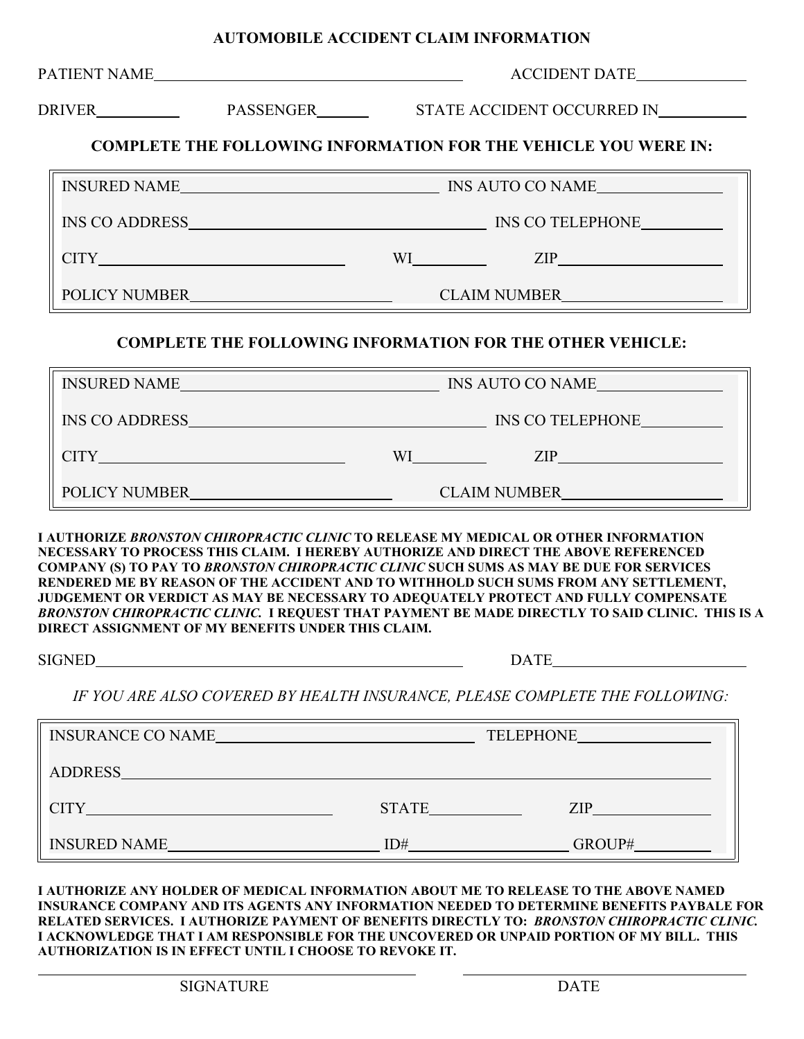# AUTOMOBILE ACCIDENT CLAIM INFORMATION

PATIENT NAME\_\_\_\_\_\_\_\_\_\_\_\_\_\_\_\_\_\_\_\_\_\_\_\_\_\_\_\_\_\_\_\_\_\_\_\_\_\_\_\_ ACCIDENT DATE\_\_\_\_\_\_\_\_\_\_\_\_\_\_

DRIVER\_\_\_\_\_\_\_\_\_\_ PASSENGER\_\_\_\_\_\_ STATE ACCIDENT OCCURRED IN\_\_\_\_\_\_\_\_\_\_\_

## COMPLETE THE FOLLOWING INFORMATION FOR THE VEHICLE YOU WERE IN:

INSURED NAME\_\_\_\_\_\_\_\_\_\_\_\_\_\_\_\_\_\_\_\_\_\_\_\_\_\_\_\_\_\_\_\_\_ INS AUTO CO NAME\_\_\_\_\_\_\_\_\_\_\_\_\_\_\_\_

INS CO ADDRESS\_\_\_\_\_\_\_\_\_\_\_\_\_\_\_\_\_\_\_\_\_\_\_\_\_\_\_\_\_\_\_\_\_\_\_\_\_\_ INS CO TELEPHONE\_\_\_\_\_\_\_\_\_\_

CITY\_\_\_\_\_\_\_\_\_\_\_\_\_\_\_\_\_\_\_\_\_\_\_\_\_\_\_\_\_\_\_\_ WI\_\_\_\_\_\_\_\_\_ ZIP\_\_\_\_\_\_\_\_\_\_\_\_\_\_\_\_\_\_\_\_\_

POLICY NUMBER\_\_\_\_\_\_\_\_\_\_\_\_\_\_\_\_\_\_\_\_\_\_\_\_\_\_ CLAIM NUMBER\_\_\_\_\_\_\_\_\_\_\_\_\_\_\_\_\_\_\_\_

## COMPLETE THE FOLLOWING INFORMATION FOR THE OTHER VEHICLE:

INSURED NAME\_\_\_\_\_\_\_\_\_\_\_\_\_\_\_\_\_\_\_\_\_\_\_\_\_\_\_\_\_\_\_\_\_ INS AUTO CO NAME\_\_\_\_\_\_\_\_\_\_\_\_\_\_\_\_

INS CO ADDRESS\_\_\_\_\_\_\_\_\_\_\_\_\_\_\_\_\_\_\_\_\_\_\_\_\_\_\_\_\_\_\_\_\_\_\_\_\_\_ INS CO TELEPHONE\_\_\_\_\_\_\_\_\_\_

CITY\_\_\_\_\_\_\_\_\_\_\_\_\_\_\_\_\_\_\_\_\_\_\_\_\_\_\_\_\_\_\_\_ WI\_\_\_\_\_\_\_\_\_ ZIP\_\_\_\_\_\_\_\_\_\_\_\_\_\_\_\_\_\_\_\_\_

POLICY NUMBER\_\_\_\_\_\_\_\_\_\_\_\_\_\_\_\_\_\_\_\_\_\_\_\_\_\_ CLAIM NUMBER\_\_\_\_\_\_\_\_\_\_\_\_\_\_\_\_\_\_\_\_

**I AUTHORIZE *BRONSTON CHIROPRACTIC CLINIC* TO RELEASE MY MEDICAL OR OTHER INFORMATION NECESSARY TO PROCESS THIS CLAIM. I HEREBY AUTHORIZE AND DIRECT THE ABOVE REFERENCED COMPANY (S) TO PAY TO *BRONSTON CHIROPRACTIC CLINIC* SUCH SUMS AS MAY BE DUE FOR SERVICES RENDERED ME BY REASON OF THE ACCIDENT AND TO WITHHOLD SUCH SUMS FROM ANY SETTLEMENT, JUDGEMENT OR VERDICT AS MAY BE NECESSARY TO ADEQUATELY PROTECT AND FULLY COMPENSATE *BRONSTON CHIROPRACTIC CLINIC.* I REQUEST THAT PAYMENT BE MADE DIRECTLY TO SAID CLINIC. THIS IS A DIRECT ASSIGNMENT OF MY BENEFITS UNDER THIS CLAIM.**

SIGNED\_\_\_\_\_\_\_\_\_\_\_\_\_\_\_\_\_\_\_\_\_\_\_\_\_\_\_\_\_\_\_\_\_\_\_\_\_\_\_\_\_\_\_\_\_\_\_\_\_\_ DATE\_\_\_\_\_\_\_\_\_\_\_\_\_\_\_\_\_\_\_\_\_\_\_\_\_\_

*IF YOU ARE ALSO COVERED BY HEALTH INSURANCE, PLEASE COMPLETE THE FOLLOWING:*

INSURANCE CO NAME\_\_\_\_\_\_\_\_\_\_\_\_\_\_\_\_\_\_\_\_\_\_\_\_\_\_\_\_\_\_\_\_\_\_\_\_ TELEPHONE\_\_\_\_\_\_\_\_\_\_\_\_\_\_\_\_\_\_

ADDRESS\_\_\_\_\_\_\_\_\_\_\_\_\_\_\_\_\_\_\_\_\_\_\_\_\_\_\_\_\_\_\_\_\_\_\_\_\_\_\_\_\_\_\_\_\_\_\_\_\_\_\_\_\_\_\_\_\_\_\_\_\_\_\_\_\_\_\_\_\_\_\_\_\_\_\_\_\_\_\_\_

CITY\_\_\_\_\_\_\_\_\_\_\_\_\_\_\_\_\_\_\_\_\_\_\_\_\_\_\_\_\_\_\_\_ STATE\_\_\_\_\_\_\_\_\_\_\_\_ ZIP\_\_\_\_\_\_\_\_\_\_\_\_\_\_\_\_

INSURED NAME\_\_\_\_\_\_\_\_\_\_\_\_\_\_\_\_\_\_\_\_\_\_\_\_\_\_\_\_ ID#\_\_\_\_\_\_\_\_\_\_\_\_\_\_\_\_\_\_\_\_\_\_ GROUP#\_\_\_\_\_\_\_\_\_\_\_

**I AUTHORIZE ANY HOLDER OF MEDICAL INFORMATION ABOUT ME TO RELEASE TO THE ABOVE NAMED INSURANCE COMPANY AND ITS AGENTS ANY INFORMATION NEEDED TO DETERMINE BENEFITS PAYBALE FOR RELATED SERVICES. I AUTHORIZE PAYMENT OF BENEFITS DIRECTLY TO: *BRONSTON CHIROPRACTIC CLINIC.* I ACKNOWLEDGE THAT I AM RESPONSIBLE FOR THE UNCOVERED OR UNPAID PORTION OF MY BILL. THIS AUTHORIZATION IS IN EFFECT UNTIL I CHOOSE TO REVOKE IT.**

\_\_\_\_\_\_\_\_\_\_\_\_\_\_\_\_\_\_\_\_\_\_\_\_\_\_\_\_\_\_\_\_\_\_\_\_\_\_\_\_\_\_\_\_\_\_\_\_\_\_ \_\_\_\_\_\_\_\_\_\_\_\_\_\_\_\_\_\_\_\_\_\_\_\_\_\_\_\_\_\_\_\_\_\_\_\_\_\_\_\_

SIGNATURE DATE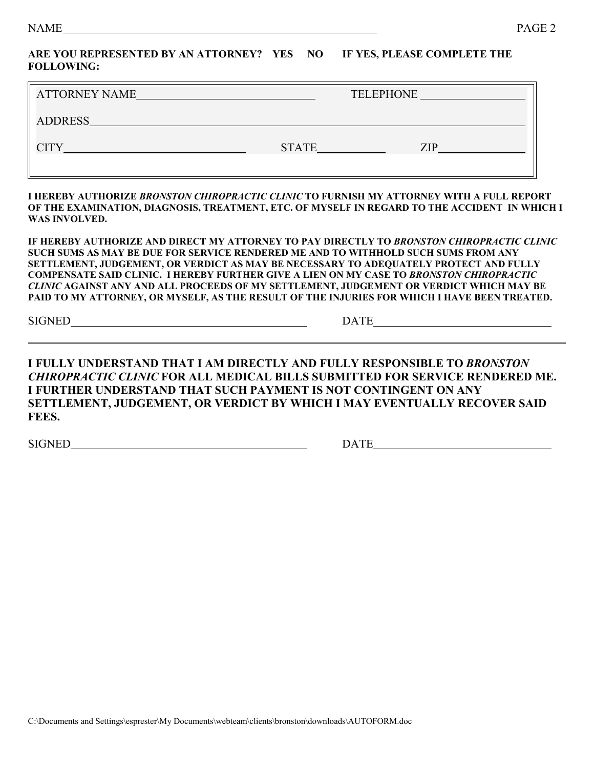NAME\_\_\_\_\_\_\_\_\_\_\_\_\_\_\_\_\_\_\_\_\_\_\_\_\_\_\_\_\_\_\_\_\_\_\_\_\_\_\_\_\_\_\_\_\_\_\_\_\_\_\_\_\_\_\_\_\_\_\_\_

**ARE YOU REPRESENTED BY AN ATTORNEY? YES NO IF YES, PLEASE COMPLETE THE FOLLOWING:**

| | | |
|---|---|---|
| ATTORNEY NAME\_\_\_\_\_\_\_\_\_\_\_\_\_\_\_\_\_\_\_\_\_\_\_\_\_\_\_\_\_\_ | | TELEPHONE \_\_\_\_\_\_\_\_\_\_\_\_\_\_\_\_\_\_ |
| ADDRESS\_\_\_\_\_\_\_\_\_\_\_\_\_\_\_\_\_\_\_\_\_\_\_\_\_\_\_\_\_\_\_\_\_\_\_\_\_\_\_\_\_\_\_\_\_\_\_\_\_\_\_\_\_\_\_\_\_\_\_\_\_\_\_\_\_\_\_\_\_\_\_\_\_\_\_\_ | | |
| CITY\_\_\_\_\_\_\_\_\_\_\_\_\_\_\_\_\_\_\_\_\_\_\_\_\_\_\_\_\_\_\_\_\_\_ | STATE\_\_\_\_\_\_\_\_\_\_\_\_ | ZIP\_\_\_\_\_\_\_\_\_\_\_\_\_\_\_\_ |

**I HEREBY AUTHORIZE *BRONSTON CHIROPRACTIC CLINIC* TO FURNISH MY ATTORNEY WITH A FULL REPORT OF THE EXAMINATION, DIAGNOSIS, TREATMENT, ETC. OF MYSELF IN REGARD TO THE ACCIDENT IN WHICH I WAS INVOLVED.**

**IF HEREBY AUTHORIZE AND DIRECT MY ATTORNEY TO PAY DIRECTLY TO *BRONSTON CHIROPRACTIC CLINIC* SUCH SUMS AS MAY BE DUE FOR SERVICE RENDERED ME AND TO WITHHOLD SUCH SUMS FROM ANY SETTLEMENT, JUDGEMENT, OR VERDICT AS MAY BE NECESSARY TO ADEQUATELY PROTECT AND FULLY COMPENSATE SAID CLINIC. I HEREBY FURTHER GIVE A LIEN ON MY CASE TO *BRONSTON CHIROPRACTIC CLINIC* AGAINST ANY AND ALL PROCEEDS OF MY SETTLEMENT, JUDGEMENT OR VERDICT WHICH MAY BE PAID TO MY ATTORNEY, OR MYSELF, AS THE RESULT OF THE INJURIES FOR WHICH I HAVE BEEN TREATED.**

SIGNED\_\_\_\_\_\_\_\_\_\_\_\_\_\_\_\_\_\_\_\_\_\_\_\_\_\_\_\_\_\_\_\_\_\_\_\_\_\_\_\_\_\_ DATE\_\_\_\_\_\_\_\_\_\_\_\_\_\_\_\_\_\_\_\_\_\_\_\_\_\_\_\_\_\_\_\_

---

**I FULLY UNDERSTAND THAT I AM DIRECTLY AND FULLY RESPONSIBLE TO *BRONSTON CHIROPRACTIC CLINIC* FOR ALL MEDICAL BILLS SUBMITTED FOR SERVICE RENDERED ME. I FURTHER UNDERSTAND THAT SUCH PAYMENT IS NOT CONTINGENT ON ANY SETTLEMENT, JUDGEMENT, OR VERDICT BY WHICH I MAY EVENTUALLY RECOVER SAID FEES.**

SIGNED\_\_\_\_\_\_\_\_\_\_\_\_\_\_\_\_\_\_\_\_\_\_\_\_\_\_\_\_\_\_\_\_\_\_\_\_\_\_\_\_\_\_ DATE\_\_\_\_\_\_\_\_\_\_\_\_\_\_\_\_\_\_\_\_\_\_\_\_\_\_\_\_\_\_\_\_

C:\Documents and Settings\esprester\My Documents\webteam\clients\bronston\downloads\AUTOFORM.doc